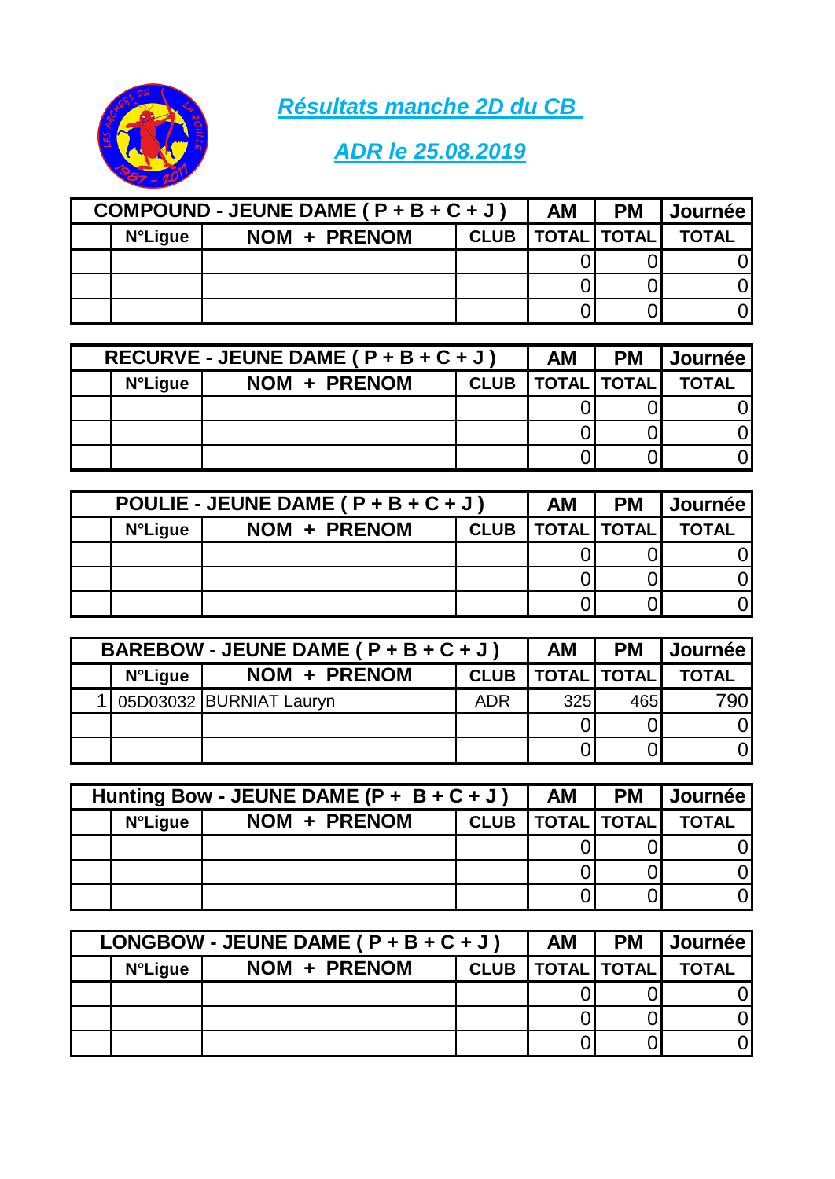## *Résultats manche 2D du CB*

## *ADR le 25.08.2019*

| COMPOUND - JEUNE DAME ( P + B + C + J ) | | | | AM | PM | Journée |
|---|---|---|---|---|---|---|
| | N°Ligue | NOM + PRENOM | CLUB | TOTAL | TOTAL | TOTAL |
| | | | | 0 | 0 | 0 |
| | | | | 0 | 0 | 0 |
| | | | | 0 | 0 | 0 |

| RECURVE - JEUNE DAME ( P + B + C + J ) | | | | AM | PM | Journée |
|---|---|---|---|---|---|---|
| | N°Ligue | NOM + PRENOM | CLUB | TOTAL | TOTAL | TOTAL |
| | | | | 0 | 0 | 0 |
| | | | | 0 | 0 | 0 |
| | | | | 0 | 0 | 0 |

| POULIE - JEUNE DAME ( P + B + C + J ) | | | | AM | PM | Journée |
|---|---|---|---|---|---|---|
| | N°Ligue | NOM + PRENOM | CLUB | TOTAL | TOTAL | TOTAL |
| | | | | 0 | 0 | 0 |
| | | | | 0 | 0 | 0 |
| | | | | 0 | 0 | 0 |

| BAREBOW - JEUNE DAME ( P + B + C + J ) | | | | AM | PM | Journée |
|---|---|---|---|---|---|---|
| | N°Ligue | NOM + PRENOM | CLUB | TOTAL | TOTAL | TOTAL |
| 1 | 05D03032 | BURNIAT Lauryn | ADR | 325 | 465 | 790 |
| | | | | 0 | 0 | 0 |
| | | | | 0 | 0 | 0 |

| Hunting Bow - JEUNE DAME (P + B + C + J ) | | | | AM | PM | Journée |
|---|---|---|---|---|---|---|
| | N°Ligue | NOM + PRENOM | CLUB | TOTAL | TOTAL | TOTAL |
| | | | | 0 | 0 | 0 |
| | | | | 0 | 0 | 0 |
| | | | | 0 | 0 | 0 |

| LONGBOW - JEUNE DAME ( P + B + C + J ) | | | | AM | PM | Journée |
|---|---|---|---|---|---|---|
| | N°Ligue | NOM + PRENOM | CLUB | TOTAL | TOTAL | TOTAL |
| | | | | 0 | 0 | 0 |
| | | | | 0 | 0 | 0 |
| | | | | 0 | 0 | 0 |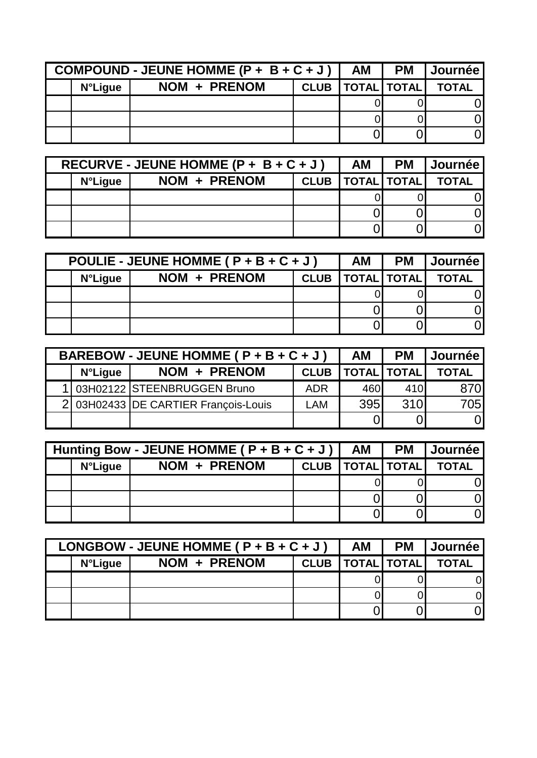| COMPOUND - JEUNE HOMME (P + B + C + J ) | | | | AM | PM | Journée |
|---|---|---|---|---|---|---|
| | N°Ligue | NOM + PRENOM | CLUB | TOTAL | TOTAL | TOTAL |
| | | | | 0 | 0 | 0 |
| | | | | 0 | 0 | 0 |
| | | | | 0 | 0 | 0 |

| RECURVE - JEUNE HOMME (P + B + C + J ) | | | | AM | PM | Journée |
|---|---|---|---|---|---|---|
| | N°Ligue | NOM + PRENOM | CLUB | TOTAL | TOTAL | TOTAL |
| | | | | 0 | 0 | 0 |
| | | | | 0 | 0 | 0 |
| | | | | 0 | 0 | 0 |

| POULIE - JEUNE HOMME ( P + B + C + J ) | | | | AM | PM | Journée |
|---|---|---|---|---|---|---|
| | N°Ligue | NOM + PRENOM | CLUB | TOTAL | TOTAL | TOTAL |
| | | | | 0 | 0 | 0 |
| | | | | 0 | 0 | 0 |
| | | | | 0 | 0 | 0 |

| BAREBOW - JEUNE HOMME ( P + B + C + J ) | | | | AM | PM | Journée |
|---|---|---|---|---|---|---|
| | N°Ligue | NOM + PRENOM | CLUB | TOTAL | TOTAL | TOTAL |
| 1 | 03H02122 | STEENBRUGGEN Bruno | ADR | 460 | 410 | 870 |
| 2 | 03H02433 | DE CARTIER François-Louis | LAM | 395 | 310 | 705 |
| | | | | 0 | 0 | 0 |

| Hunting Bow - JEUNE HOMME ( P + B + C + J ) | | | | AM | PM | Journée |
|---|---|---|---|---|---|---|
| | N°Ligue | NOM + PRENOM | CLUB | TOTAL | TOTAL | TOTAL |
| | | | | 0 | 0 | 0 |
| | | | | 0 | 0 | 0 |
| | | | | 0 | 0 | 0 |

| LONGBOW - JEUNE HOMME ( P + B + C + J ) | | | | AM | PM | Journée |
|---|---|---|---|---|---|---|
| | N°Ligue | NOM + PRENOM | CLUB | TOTAL | TOTAL | TOTAL |
| | | | | 0 | 0 | 0 |
| | | | | 0 | 0 | 0 |
| | | | | 0 | 0 | 0 |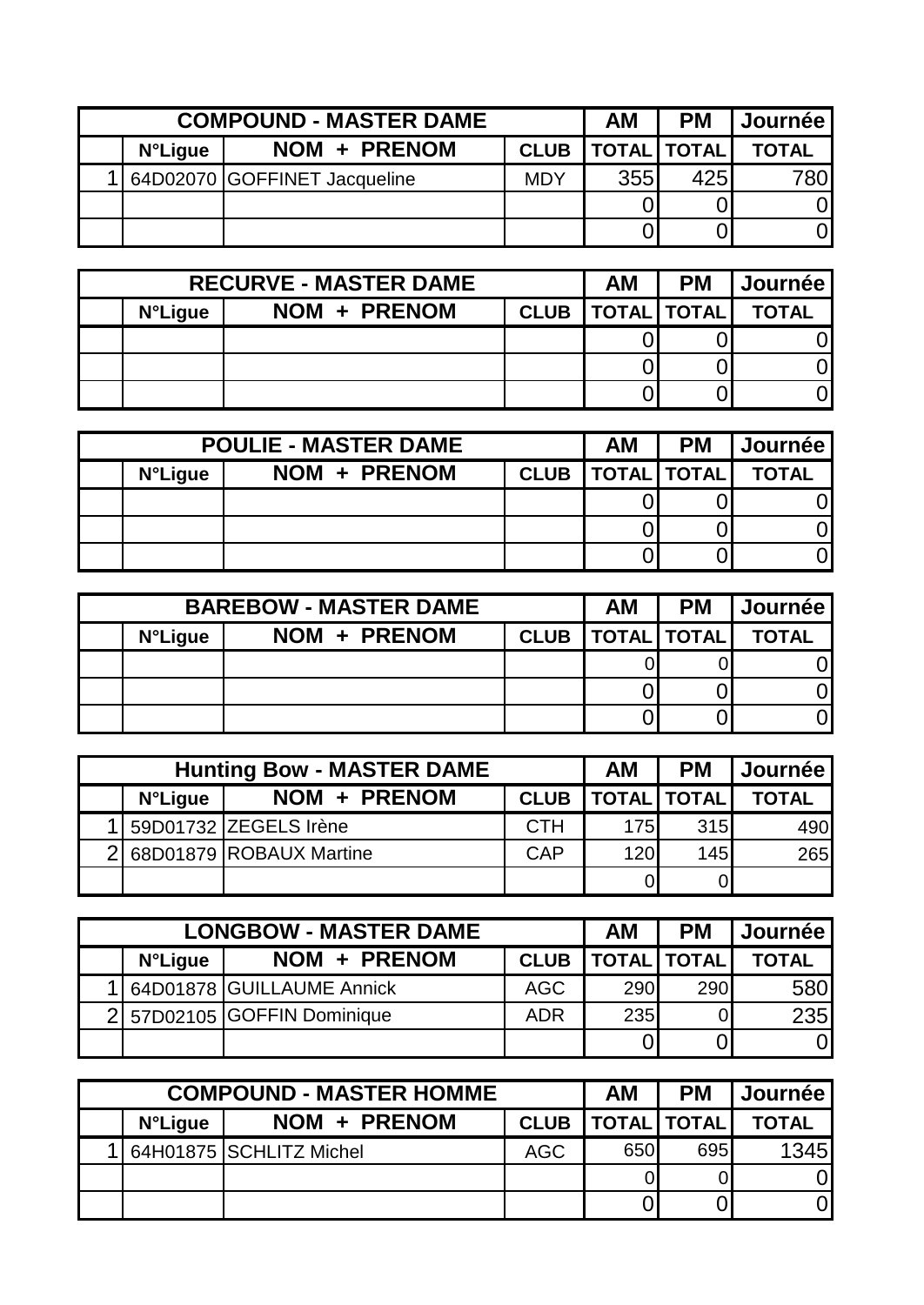| COMPOUND - MASTER DAME | | | | AM | PM | Journée |
|---|---|---|---|---|---|---|
| | N°Ligue | NOM + PRENOM | CLUB | TOTAL | TOTAL | TOTAL |
| 1 | 64D02070 | GOFFINET Jacqueline | MDY | 355 | 425 | 780 |
| | | | | 0 | 0 | 0 |
| | | | | 0 | 0 | 0 |

| RECURVE - MASTER DAME | | | | AM | PM | Journée |
|---|---|---|---|---|---|---|
| | N°Ligue | NOM + PRENOM | CLUB | TOTAL | TOTAL | TOTAL |
| | | | | 0 | 0 | 0 |
| | | | | 0 | 0 | 0 |
| | | | | 0 | 0 | 0 |

| POULIE - MASTER DAME | | | | AM | PM | Journée |
|---|---|---|---|---|---|---|
| | N°Ligue | NOM + PRENOM | CLUB | TOTAL | TOTAL | TOTAL |
| | | | | 0 | 0 | 0 |
| | | | | 0 | 0 | 0 |
| | | | | 0 | 0 | 0 |

| BAREBOW - MASTER DAME | | | | AM | PM | Journée |
|---|---|---|---|---|---|---|
| | N°Ligue | NOM + PRENOM | CLUB | TOTAL | TOTAL | TOTAL |
| | | | | 0 | 0 | 0 |
| | | | | 0 | 0 | 0 |
| | | | | 0 | 0 | 0 |

| Hunting Bow - MASTER DAME | | | | AM | PM | Journée |
|---|---|---|---|---|---|---|
| | N°Ligue | NOM + PRENOM | CLUB | TOTAL | TOTAL | TOTAL |
| 1 | 59D01732 | ZEGELS Irène | CTH | 175 | 315 | 490 |
| 2 | 68D01879 | ROBAUX Martine | CAP | 120 | 145 | 265 |
| | | | | 0 | 0 | |

| LONGBOW - MASTER DAME | | | | AM | PM | Journée |
|---|---|---|---|---|---|---|
| | N°Ligue | NOM + PRENOM | CLUB | TOTAL | TOTAL | TOTAL |
| 1 | 64D01878 | GUILLAUME Annick | AGC | 290 | 290 | 580 |
| 2 | 57D02105 | GOFFIN Dominique | ADR | 235 | 0 | 235 |
| | | | | 0 | 0 | 0 |

| COMPOUND - MASTER HOMME | | | | AM | PM | Journée |
|---|---|---|---|---|---|---|
| | N°Ligue | NOM + PRENOM | CLUB | TOTAL | TOTAL | TOTAL |
| 1 | 64H01875 | SCHLITZ Michel | AGC | 650 | 695 | 1345 |
| | | | | 0 | 0 | 0 |
| | | | | 0 | 0 | 0 |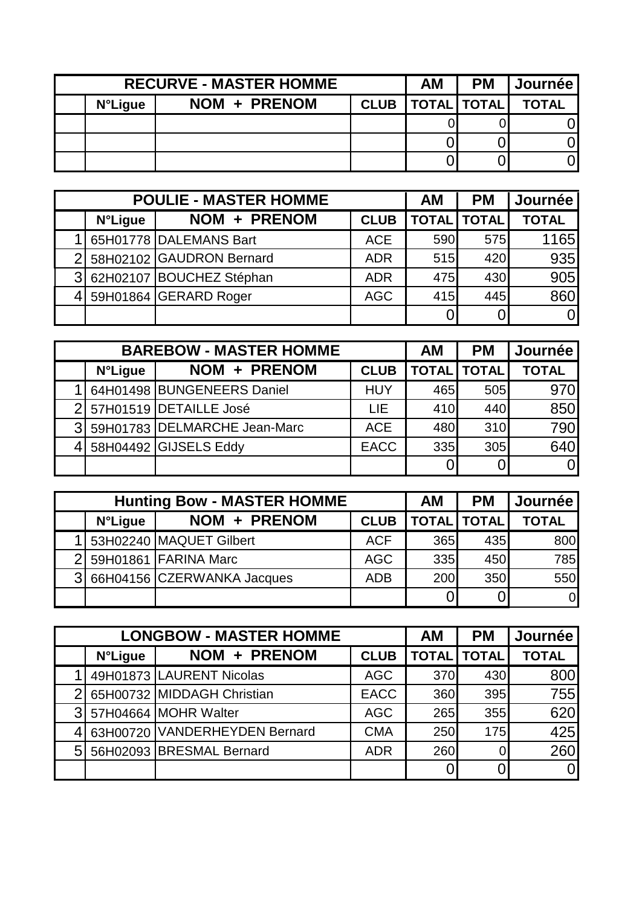| RECURVE - MASTER HOMME | | | | AM | PM | Journée |
|---|---|---|---|---|---|---|
| | N°Ligue | NOM + PRENOM | CLUB | TOTAL | TOTAL | TOTAL |
| | | | | 0 | 0 | 0 |
| | | | | 0 | 0 | 0 |
| | | | | 0 | 0 | 0 |

| POULIE - MASTER HOMME | | | | AM | PM | Journée |
|---|---|---|---|---|---|---|
| | N°Ligue | NOM + PRENOM | CLUB | TOTAL | TOTAL | TOTAL |
| 1 | 65H01778 | DALEMANS Bart | ACE | 590 | 575 | 1165 |
| 2 | 58H02102 | GAUDRON Bernard | ADR | 515 | 420 | 935 |
| 3 | 62H02107 | BOUCHEZ Stéphan | ADR | 475 | 430 | 905 |
| 4 | 59H01864 | GERARD Roger | AGC | 415 | 445 | 860 |
| | | | | 0 | 0 | 0 |

| BAREBOW - MASTER HOMME | | | | AM | PM | Journée |
|---|---|---|---|---|---|---|
| | N°Ligue | NOM + PRENOM | CLUB | TOTAL | TOTAL | TOTAL |
| 1 | 64H01498 | BUNGENEERS Daniel | HUY | 465 | 505 | 970 |
| 2 | 57H01519 | DETAILLE José | LIE | 410 | 440 | 850 |
| 3 | 59H01783 | DELMARCHE Jean-Marc | ACE | 480 | 310 | 790 |
| 4 | 58H04492 | GIJSELS Eddy | EACC | 335 | 305 | 640 |
| | | | | 0 | 0 | 0 |

| Hunting Bow - MASTER HOMME | | | | AM | PM | Journée |
|---|---|---|---|---|---|---|
| | N°Ligue | NOM + PRENOM | CLUB | TOTAL | TOTAL | TOTAL |
| 1 | 53H02240 | MAQUET Gilbert | ACF | 365 | 435 | 800 |
| 2 | 59H01861 | FARINA Marc | AGC | 335 | 450 | 785 |
| 3 | 66H04156 | CZERWANKA Jacques | ADB | 200 | 350 | 550 |
| | | | | 0 | 0 | 0 |

| LONGBOW - MASTER HOMME | | | | AM | PM | Journée |
|---|---|---|---|---|---|---|
| | N°Ligue | NOM + PRENOM | CLUB | TOTAL | TOTAL | TOTAL |
| 1 | 49H01873 | LAURENT Nicolas | AGC | 370 | 430 | 800 |
| 2 | 65H00732 | MIDDAGH Christian | EACC | 360 | 395 | 755 |
| 3 | 57H04664 | MOHR Walter | AGC | 265 | 355 | 620 |
| 4 | 63H00720 | VANDERHEYDEN Bernard | CMA | 250 | 175 | 425 |
| 5 | 56H02093 | BRESMAL Bernard | ADR | 260 | 0 | 260 |
| | | | | 0 | 0 | 0 |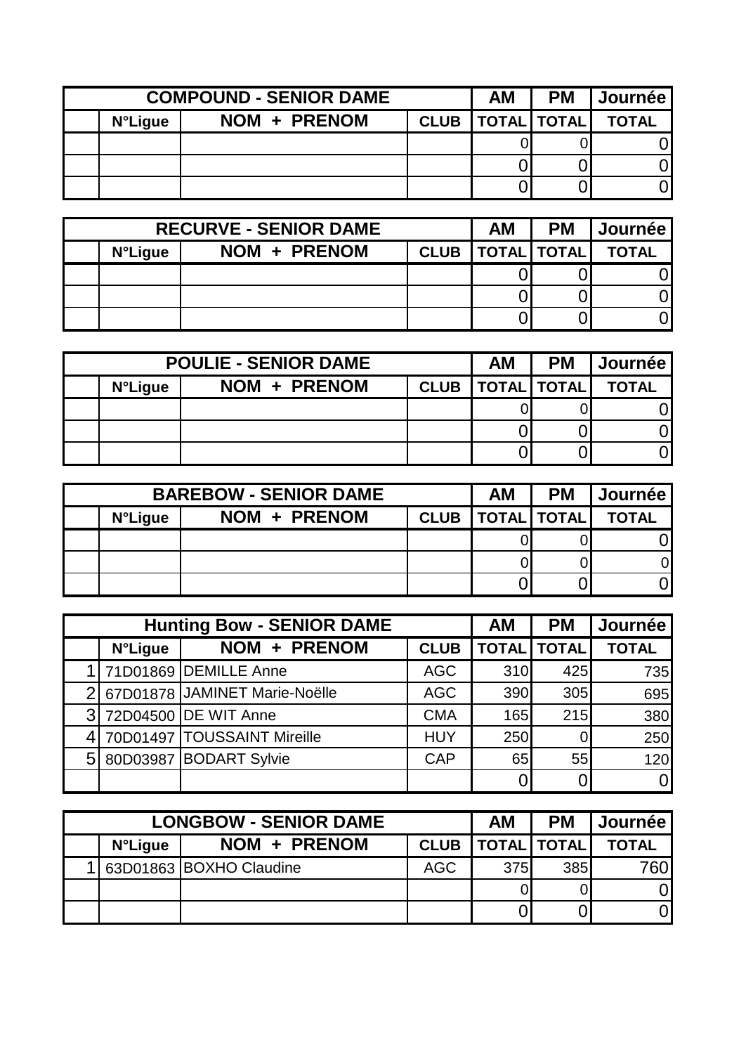| COMPOUND - SENIOR DAME | | | | AM | PM | Journée |
|---|---|---|---|---|---|---|
| | N°Ligue | NOM + PRENOM | CLUB | TOTAL | TOTAL | TOTAL |
| | | | | 0 | 0 | 0 |
| | | | | 0 | 0 | 0 |
| | | | | 0 | 0 | 0 |

| RECURVE - SENIOR DAME | | | | AM | PM | Journée |
|---|---|---|---|---|---|---|
| | N°Ligue | NOM + PRENOM | CLUB | TOTAL | TOTAL | TOTAL |
| | | | | 0 | 0 | 0 |
| | | | | 0 | 0 | 0 |
| | | | | 0 | 0 | 0 |

| POULIE - SENIOR DAME | | | | AM | PM | Journée |
|---|---|---|---|---|---|---|
| | N°Ligue | NOM + PRENOM | CLUB | TOTAL | TOTAL | TOTAL |
| | | | | 0 | 0 | 0 |
| | | | | 0 | 0 | 0 |
| | | | | 0 | 0 | 0 |

| BAREBOW - SENIOR DAME | | | | AM | PM | Journée |
|---|---|---|---|---|---|---|
| | N°Ligue | NOM + PRENOM | CLUB | TOTAL | TOTAL | TOTAL |
| | | | | 0 | 0 | 0 |
| | | | | 0 | 0 | 0 |
| | | | | 0 | 0 | 0 |

| Hunting Bow - SENIOR DAME | | | | AM | PM | Journée |
|---|---|---|---|---|---|---|
| | N°Ligue | NOM + PRENOM | CLUB | TOTAL | TOTAL | TOTAL |
| 1 | 71D01869 | DEMILLE Anne | AGC | 310 | 425 | 735 |
| 2 | 67D01878 | JAMINET Marie-Noëlle | AGC | 390 | 305 | 695 |
| 3 | 72D04500 | DE WIT Anne | CMA | 165 | 215 | 380 |
| 4 | 70D01497 | TOUSSAINT Mireille | HUY | 250 | 0 | 250 |
| 5 | 80D03987 | BODART Sylvie | CAP | 65 | 55 | 120 |
| | | | | 0 | 0 | 0 |

| LONGBOW - SENIOR DAME | | | | AM | PM | Journée |
|---|---|---|---|---|---|---|
| | N°Ligue | NOM + PRENOM | CLUB | TOTAL | TOTAL | TOTAL |
| 1 | 63D01863 | BOXHO Claudine | AGC | 375 | 385 | 760 |
| | | | | 0 | 0 | 0 |
| | | | | 0 | 0 | 0 |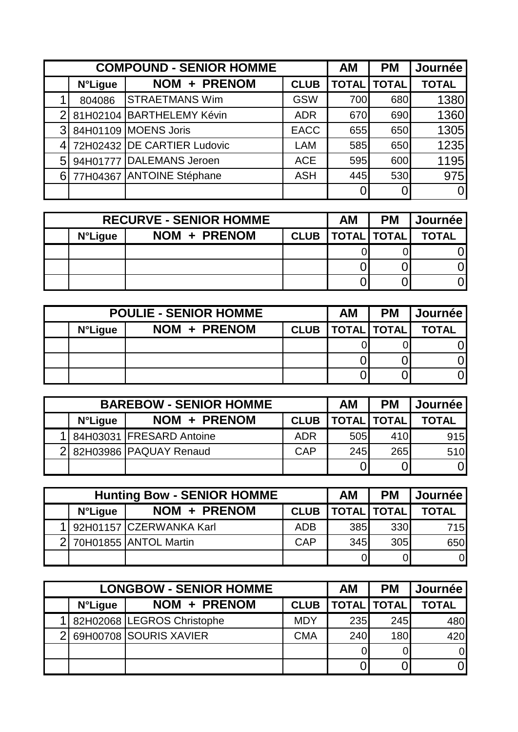| COMPOUND - SENIOR HOMME | | | | AM | PM | Journée |
|---|---|---|---|---|---|---|
| | N°Ligue | NOM + PRENOM | CLUB | TOTAL | TOTAL | TOTAL |
| 1 | 804086 | STRAETMANS Wim | GSW | 700 | 680 | 1380 |
| 2 | 81H02104 | BARTHELEMY Kévin | ADR | 670 | 690 | 1360 |
| 3 | 84H01109 | MOENS Joris | EACC | 655 | 650 | 1305 |
| 4 | 72H02432 | DE CARTIER Ludovic | LAM | 585 | 650 | 1235 |
| 5 | 94H01777 | DALEMANS Jeroen | ACE | 595 | 600 | 1195 |
| 6 | 77H04367 | ANTOINE Stéphane | ASH | 445 | 530 | 975 |
| | | | | 0 | 0 | 0 |

| RECURVE - SENIOR HOMME | | | | AM | PM | Journée |
|---|---|---|---|---|---|---|
| | N°Ligue | NOM + PRENOM | CLUB | TOTAL | TOTAL | TOTAL |
| | | | | 0 | 0 | 0 |
| | | | | 0 | 0 | 0 |
| | | | | 0 | 0 | 0 |

| POULIE - SENIOR HOMME | | | | AM | PM | Journée |
|---|---|---|---|---|---|---|
| | N°Ligue | NOM + PRENOM | CLUB | TOTAL | TOTAL | TOTAL |
| | | | | 0 | 0 | 0 |
| | | | | 0 | 0 | 0 |
| | | | | 0 | 0 | 0 |

| BAREBOW - SENIOR HOMME | | | | AM | PM | Journée |
|---|---|---|---|---|---|---|
| | N°Ligue | NOM + PRENOM | CLUB | TOTAL | TOTAL | TOTAL |
| 1 | 84H03031 | FRESARD Antoine | ADR | 505 | 410 | 915 |
| 2 | 82H03986 | PAQUAY Renaud | CAP | 245 | 265 | 510 |
| | | | | 0 | 0 | 0 |

| Hunting Bow - SENIOR HOMME | | | | AM | PM | Journée |
|---|---|---|---|---|---|---|
| | N°Ligue | NOM + PRENOM | CLUB | TOTAL | TOTAL | TOTAL |
| 1 | 92H01157 | CZERWANKA Karl | ADB | 385 | 330 | 715 |
| 2 | 70H01855 | ANTOL Martin | CAP | 345 | 305 | 650 |
| | | | | 0 | 0 | 0 |

| LONGBOW - SENIOR HOMME | | | | AM | PM | Journée |
|---|---|---|---|---|---|---|
| | N°Ligue | NOM + PRENOM | CLUB | TOTAL | TOTAL | TOTAL |
| 1 | 82H02068 | LEGROS Christophe | MDY | 235 | 245 | 480 |
| 2 | 69H00708 | SOURIS XAVIER | CMA | 240 | 180 | 420 |
| | | | | 0 | 0 | 0 |
| | | | | 0 | 0 | 0 |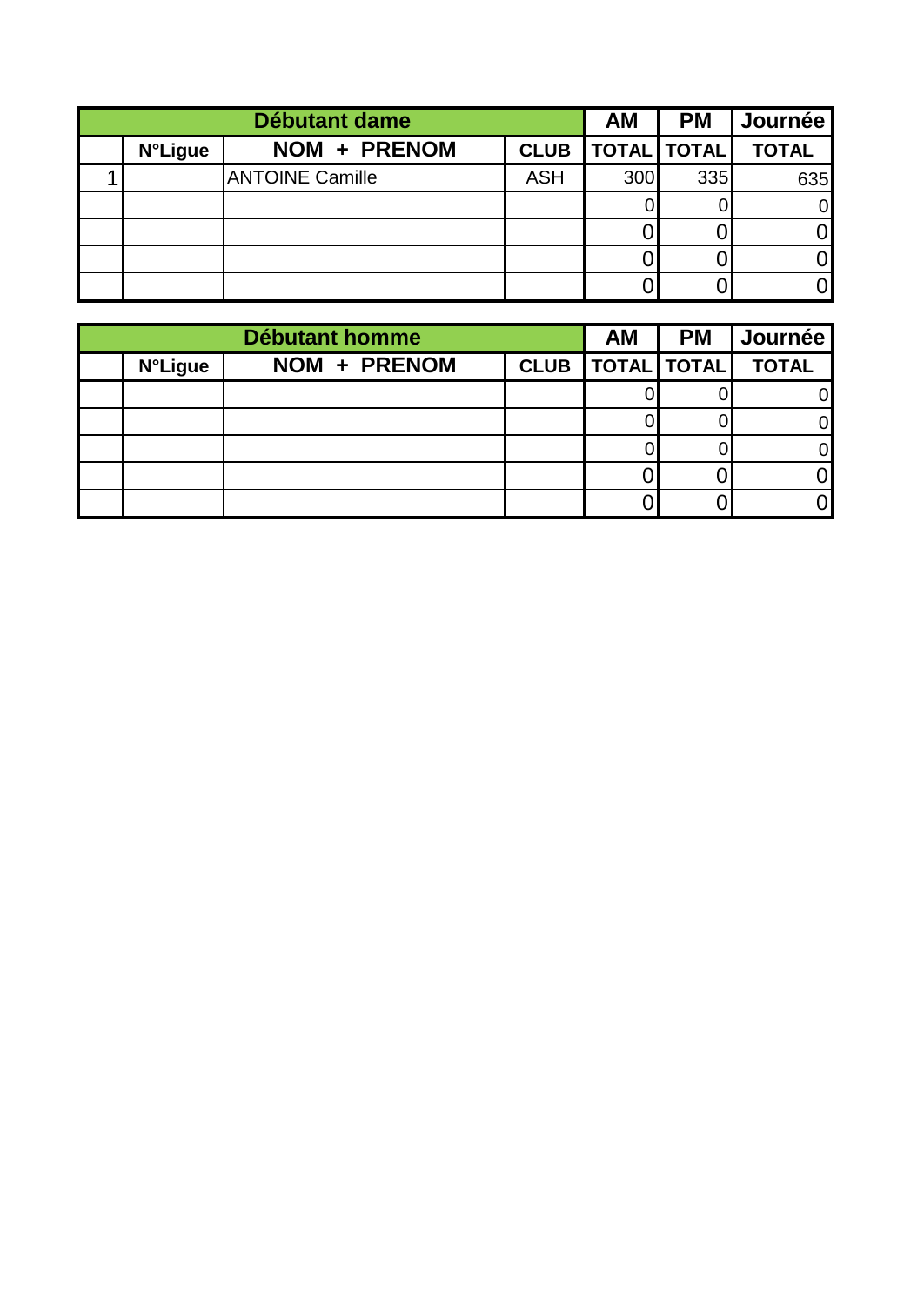| Débutant dame | | | | AM | PM | Journée |
|---|---|---|---|---|---|---|
| | N°Ligue | NOM + PRENOM | CLUB | TOTAL | TOTAL | TOTAL |
| 1 | | ANTOINE Camille | ASH | 300 | 335 | 635 |
| | | | | 0 | 0 | 0 |
| | | | | 0 | 0 | 0 |
| | | | | 0 | 0 | 0 |
| | | | | 0 | 0 | 0 |

| Débutant homme | | | | AM | PM | Journée |
|---|---|---|---|---|---|---|
| | N°Ligue | NOM + PRENOM | CLUB | TOTAL | TOTAL | TOTAL |
| | | | | 0 | 0 | 0 |
| | | | | 0 | 0 | 0 |
| | | | | 0 | 0 | 0 |
| | | | | 0 | 0 | 0 |
| | | | | 0 | 0 | 0 |